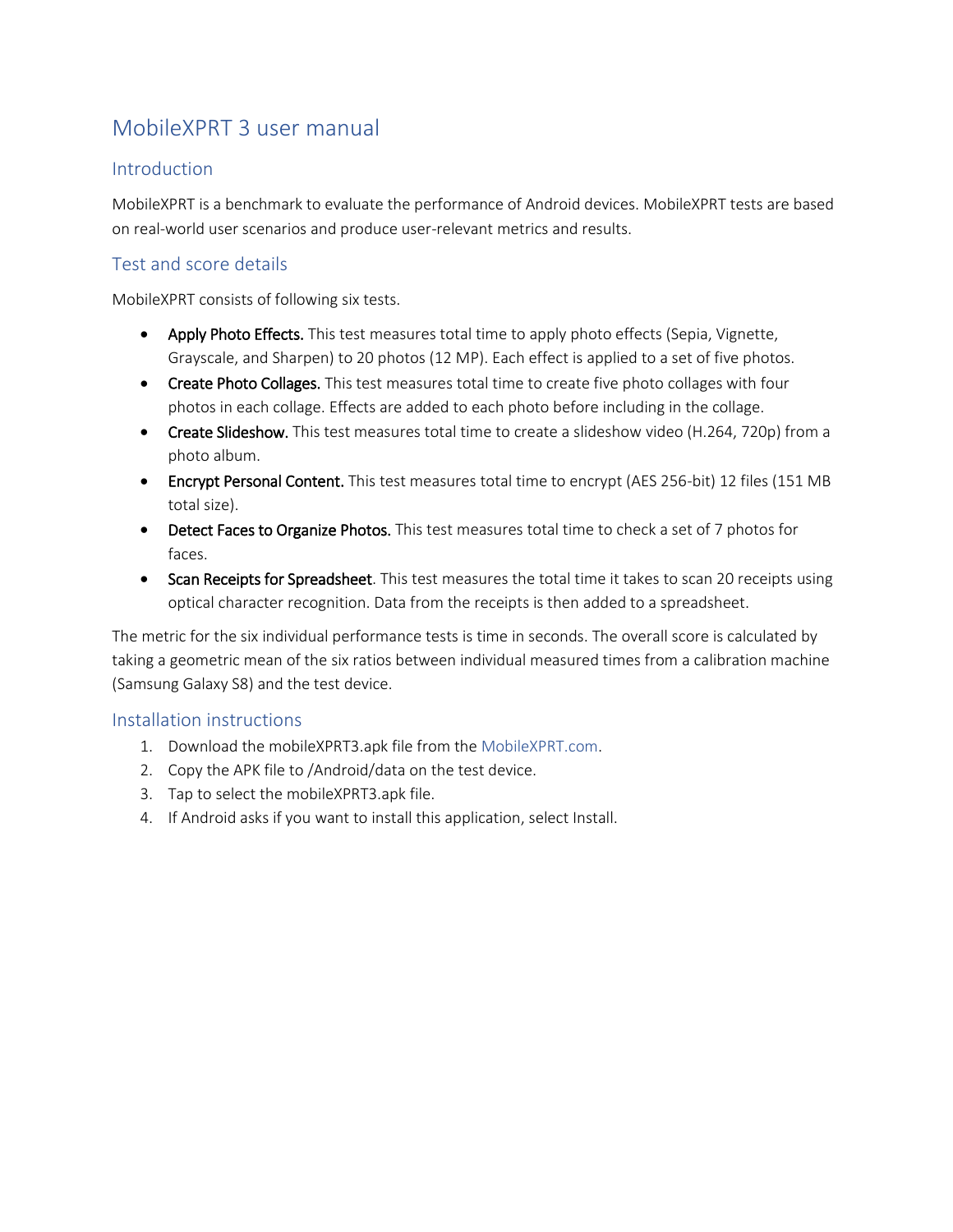# MobileXPRT 3 user manual

## Introduction

MobileXPRT is a benchmark to evaluate the performance of Android devices. MobileXPRT tests are based on real-world user scenarios and produce user-relevant metrics and results.

## Test and score details

MobileXPRT consists of following six tests.

- **Apply Photo Effects.** This test measures total time to apply photo effects (Sepia, Vignette, Grayscale, and Sharpen) to 20 photos (12 MP). Each effect is applied to a set of five photos.
- **Create Photo Collages.** This test measures total time to create five photo collages with four photos in each collage. Effects are added to each photo before including in the collage.
- **Create Slideshow.** This test measures total time to create a slideshow video (H.264, 720p) from a photo album.
- **Encrypt Personal Content.** This test measures total time to encrypt (AES 256-bit) 12 files (151 MB total size).
- **Detect Faces to Organize Photos.** This test measures total time to check a set of 7 photos for faces.
- **Scan Receipts for Spreadsheet**. This test measures the total time it takes to scan 20 receipts using optical character recognition. Data from the receipts is then added to a spreadsheet.

The metric for the six individual performance tests is time in seconds. The overall score is calculated by taking a geometric mean of the six ratios between individual measured times from a calibration machine (Samsung Galaxy S8) and the test device.

## Installation instructions

1. Download the mobileXPRT3.apk file from the MobileXPRT.com.
2. Copy the APK file to /Android/data on the test device.
3. Tap to select the mobileXPRT3.apk file.
4. If Android asks if you want to install this application, select Install.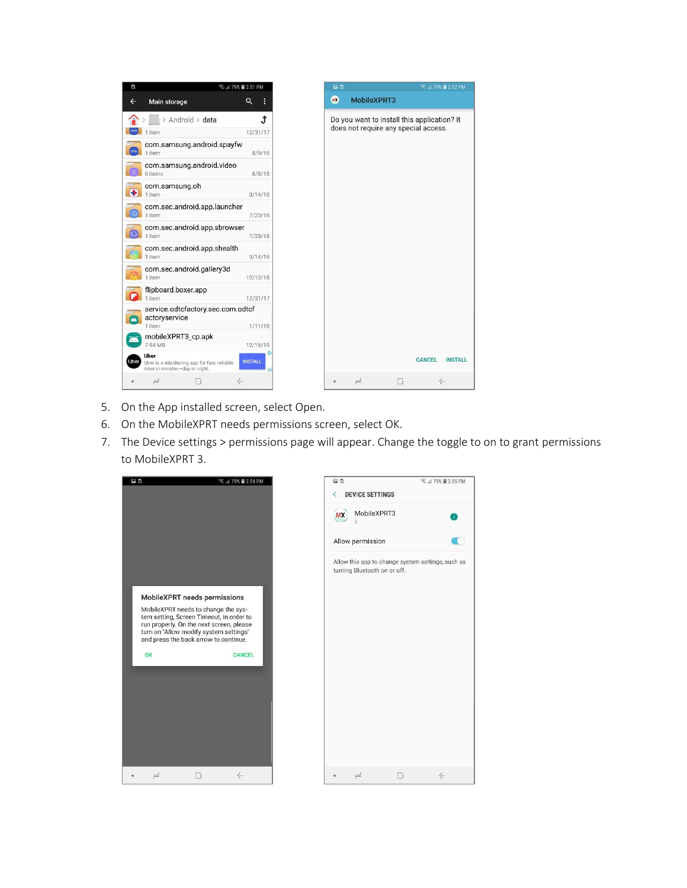5. On the App installed screen, select Open.
6. On the MobileXPRT needs permissions screen, select OK.
7. The Device settings > permissions page will appear. Change the toggle to on to grant permissions to MobileXPRT 3.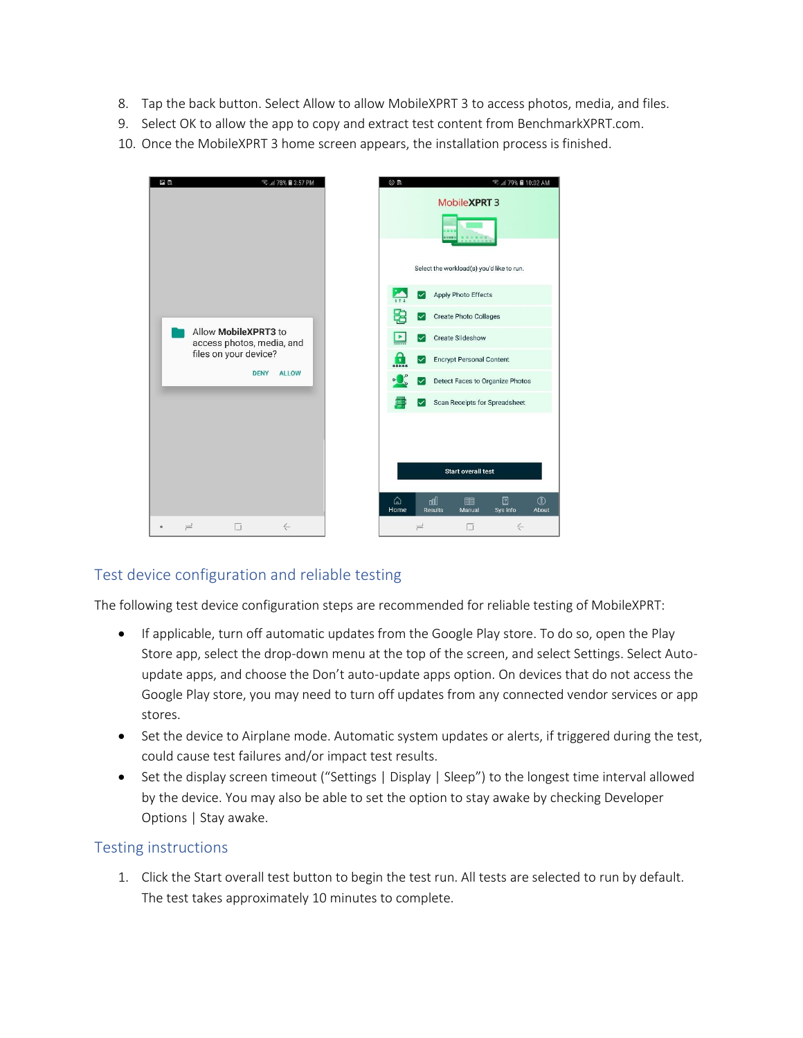8. Tap the back button. Select Allow to allow MobileXPRT 3 to access photos, media, and files.
9. Select OK to allow the app to copy and extract test content from BenchmarkXPRT.com.
10. Once the MobileXPRT 3 home screen appears, the installation process is finished.

## Test device configuration and reliable testing

The following test device configuration steps are recommended for reliable testing of MobileXPRT:

- If applicable, turn off automatic updates from the Google Play store. To do so, open the Play Store app, select the drop-down menu at the top of the screen, and select Settings. Select Auto-update apps, and choose the Don't auto-update apps option. On devices that do not access the Google Play store, you may need to turn off updates from any connected vendor services or app stores.
- Set the device to Airplane mode. Automatic system updates or alerts, if triggered during the test, could cause test failures and/or impact test results.
- Set the display screen timeout ("Settings | Display | Sleep") to the longest time interval allowed by the device. You may also be able to set the option to stay awake by checking Developer Options | Stay awake.

## Testing instructions

1. Click the Start overall test button to begin the test run. All tests are selected to run by default. The test takes approximately 10 minutes to complete.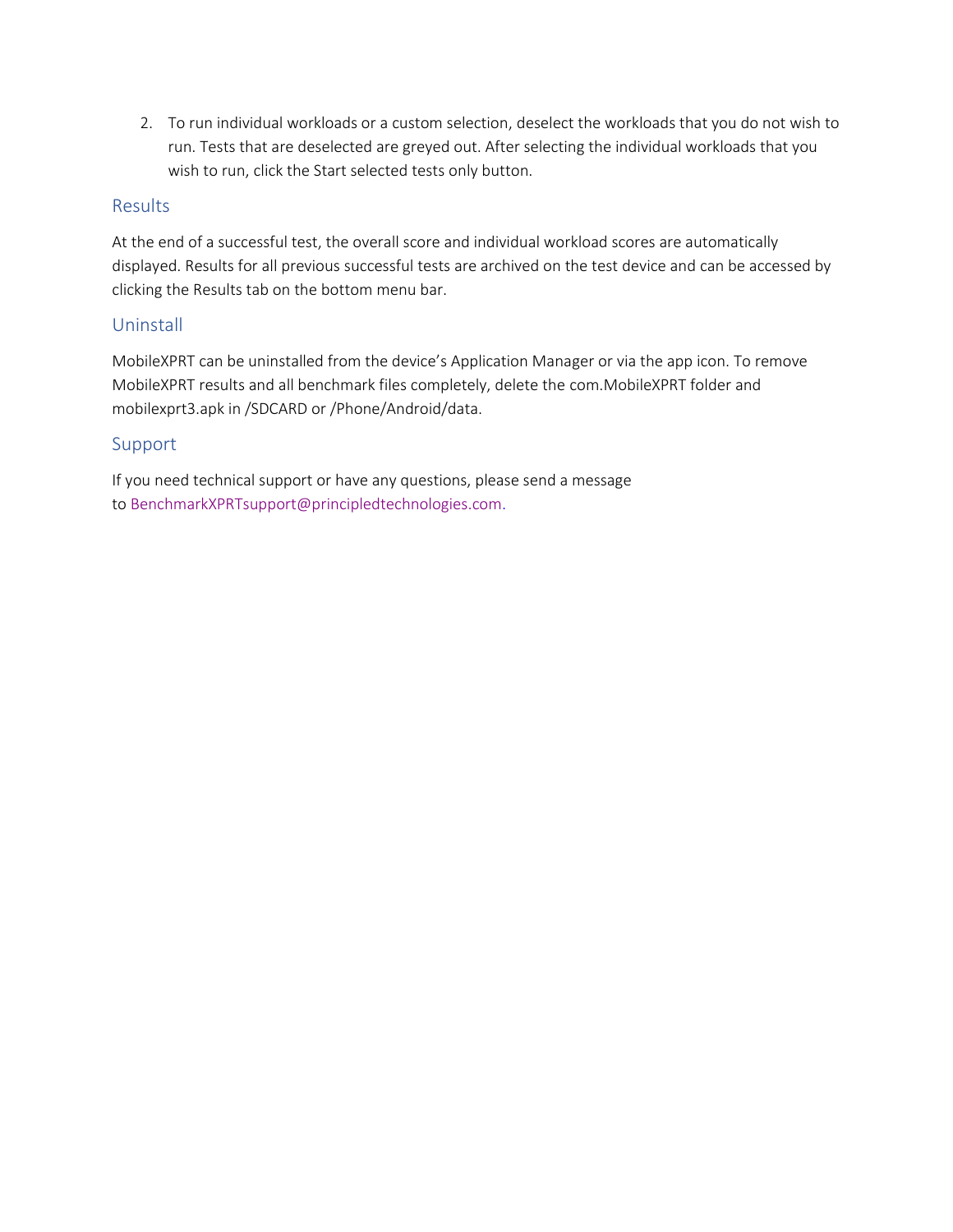2. To run individual workloads or a custom selection, deselect the workloads that you do not wish to run. Tests that are deselected are greyed out. After selecting the individual workloads that you wish to run, click the Start selected tests only button.

## Results

At the end of a successful test, the overall score and individual workload scores are automatically displayed. Results for all previous successful tests are archived on the test device and can be accessed by clicking the Results tab on the bottom menu bar.

## Uninstall

MobileXPRT can be uninstalled from the device's Application Manager or via the app icon. To remove MobileXPRT results and all benchmark files completely, delete the com.MobileXPRT folder and mobilexprt3.apk in /SDCARD or /Phone/Android/data.

## Support

If you need technical support or have any questions, please send a message to BenchmarkXPRTsupport@principledtechnologies.com.